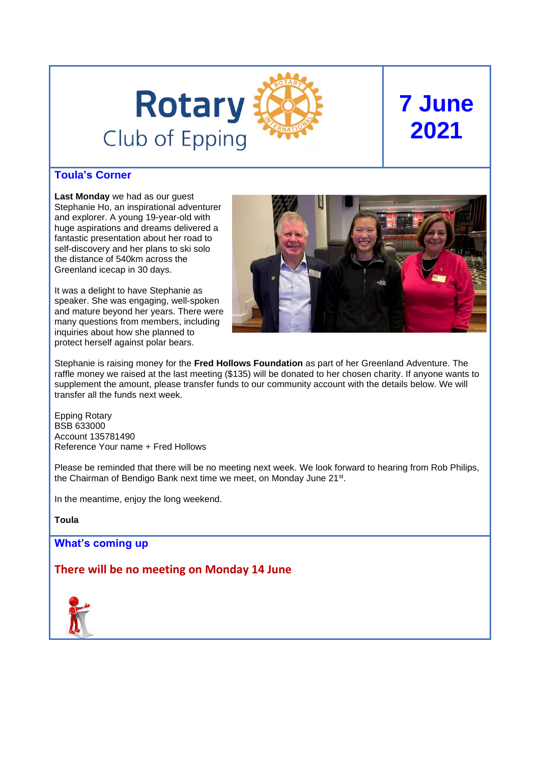# Rotary Club of Epping

# 7 June 2021

## Toula's Corner

**Last Monday** we had as our guest Stephanie Ho, an inspirational adventurer and explorer. A young 19-year-old with huge aspirations and dreams delivered a fantastic presentation about her road to self-discovery and her plans to ski solo the distance of 540km across the Greenland icecap in 30 days.

It was a delight to have Stephanie as speaker. She was engaging, well-spoken and mature beyond her years. There were many questions from members, including inquiries about how she planned to protect herself against polar bears.

Stephanie is raising money for the **Fred Hollows Foundation** as part of her Greenland Adventure. The raffle money we raised at the last meeting ($135) will be donated to her chosen charity. If anyone wants to supplement the amount, please transfer funds to our community account with the details below. We will transfer all the funds next week.

Epping Rotary
BSB 633000
Account 135781490
Reference Your name + Fred Hollows

Please be reminded that there will be no meeting next week. We look forward to hearing from Rob Philips, the Chairman of Bendigo Bank next time we meet, on Monday June 21st.

In the meantime, enjoy the long weekend.

**Toula**

## What's coming up

### There will be no meeting on Monday 14 June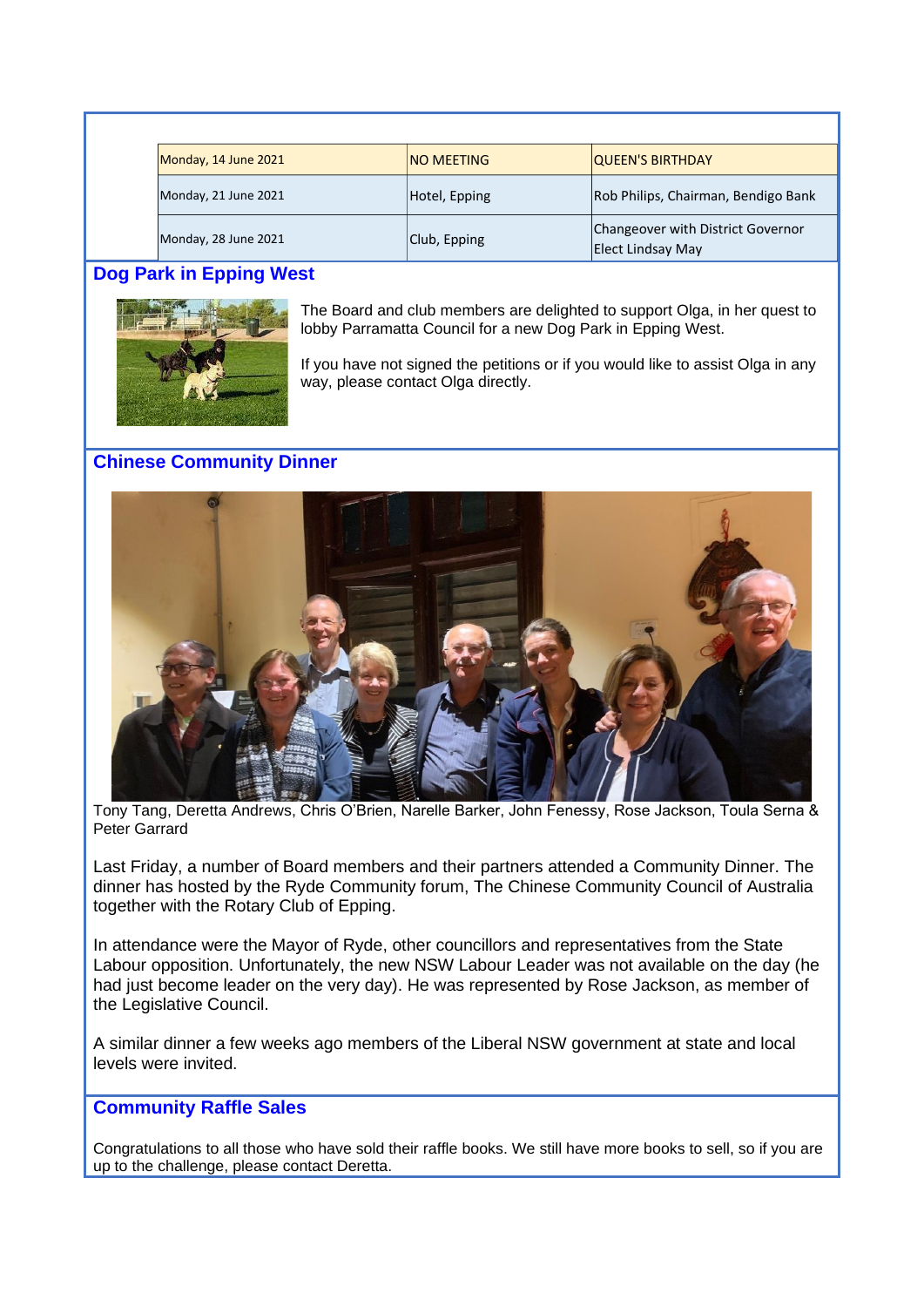| | | |
|---|---|---|
| Monday, 14 June 2021 | NO MEETING | QUEEN'S BIRTHDAY |
| Monday, 21 June 2021 | Hotel, Epping | Rob Philips, Chairman, Bendigo Bank |
| Monday, 28 June 2021 | Club, Epping | Changeover with District Governor Elect Lindsay May |

## Dog Park in Epping West

The Board and club members are delighted to support Olga, in her quest to lobby Parramatta Council for a new Dog Park in Epping West.

If you have not signed the petitions or if you would like to assist Olga in any way, please contact Olga directly.

## Chinese Community Dinner

Tony Tang, Deretta Andrews, Chris O'Brien, Narelle Barker, John Fenessy, Rose Jackson, Toula Serna & Peter Garrard

Last Friday, a number of Board members and their partners attended a Community Dinner. The dinner has hosted by the Ryde Community forum, The Chinese Community Council of Australia together with the Rotary Club of Epping.

In attendance were the Mayor of Ryde, other councillors and representatives from the State Labour opposition. Unfortunately, the new NSW Labour Leader was not available on the day (he had just become leader on the very day). He was represented by Rose Jackson, as member of the Legislative Council.

A similar dinner a few weeks ago members of the Liberal NSW government at state and local levels were invited.

## Community Raffle Sales

Congratulations to all those who have sold their raffle books. We still have more books to sell, so if you are up to the challenge, please contact Deretta.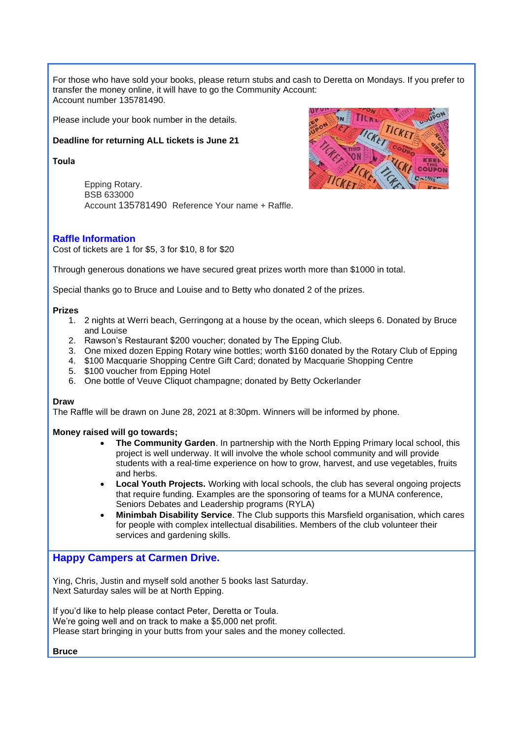For those who have sold your books, please return stubs and cash to Deretta on Mondays. If you prefer to transfer the money online, it will have to go the Community Account:
Account number 135781490.

Please include your book number in the details.

**Deadline for returning ALL tickets is June 21**

**Toula**

Epping Rotary.
BSB 633000
Account 135781490  Reference Your name + Raffle.

## Raffle Information

Cost of tickets are 1 for $5, 3 for $10, 8 for $20

Through generous donations we have secured great prizes worth more than $1000 in total.

Special thanks go to Bruce and Louise and to Betty who donated 2 of the prizes.

**Prizes**

1. 2 nights at Werri beach, Gerringong at a house by the ocean, which sleeps 6. Donated by Bruce and Louise
2. Rawson's Restaurant $200 voucher; donated by The Epping Club.
3. One mixed dozen Epping Rotary wine bottles; worth $160 donated by the Rotary Club of Epping
4. $100 Macquarie Shopping Centre Gift Card; donated by Macquarie Shopping Centre
5. $100 voucher from Epping Hotel
6. One bottle of Veuve Cliquot champagne; donated by Betty Ockerlander

**Draw**

The Raffle will be drawn on June 28, 2021 at 8:30pm. Winners will be informed by phone.

**Money raised will go towards;**

- **The Community Garden**. In partnership with the North Epping Primary local school, this project is well underway. It will involve the whole school community and will provide students with a real-time experience on how to grow, harvest, and use vegetables, fruits and herbs.
- **Local Youth Projects.** Working with local schools, the club has several ongoing projects that require funding. Examples are the sponsoring of teams for a MUNA conference, Seniors Debates and Leadership programs (RYLA)
- **Minimbah Disability Service**. The Club supports this Marsfield organisation, which cares for people with complex intellectual disabilities. Members of the club volunteer their services and gardening skills.

## Happy Campers at Carmen Drive.

Ying, Chris, Justin and myself sold another 5 books last Saturday.
Next Saturday sales will be at North Epping.

If you'd like to help please contact Peter, Deretta or Toula.
We're going well and on track to make a $5,000 net profit.
Please start bringing in your butts from your sales and the money collected.

**Bruce**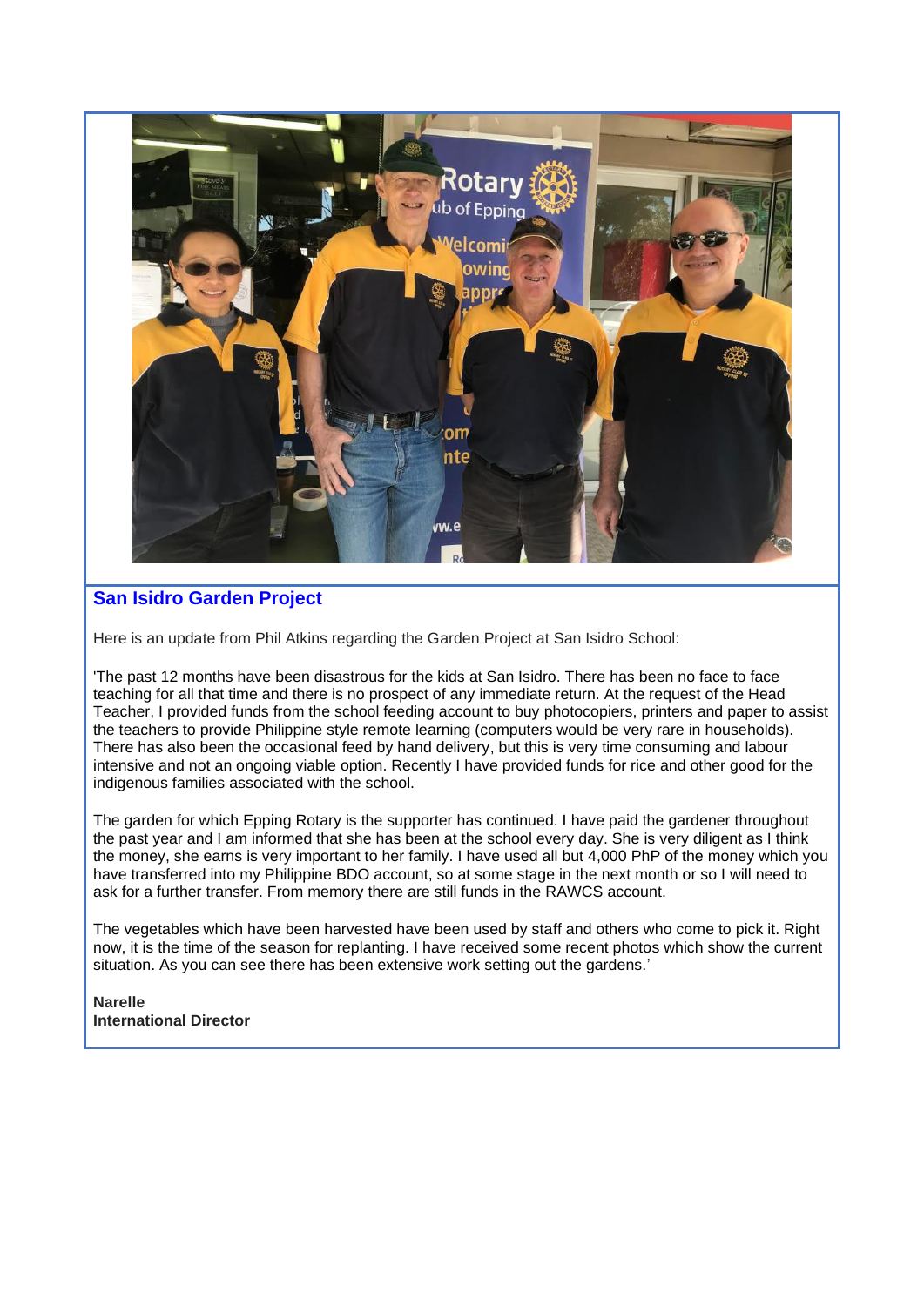## San Isidro Garden Project

Here is an update from Phil Atkins regarding the Garden Project at San Isidro School:

'The past 12 months have been disastrous for the kids at San Isidro. There has been no face to face teaching for all that time and there is no prospect of any immediate return. At the request of the Head Teacher, I provided funds from the school feeding account to buy photocopiers, printers and paper to assist the teachers to provide Philippine style remote learning (computers would be very rare in households). There has also been the occasional feed by hand delivery, but this is very time consuming and labour intensive and not an ongoing viable option. Recently I have provided funds for rice and other good for the indigenous families associated with the school.

The garden for which Epping Rotary is the supporter has continued. I have paid the gardener throughout the past year and I am informed that she has been at the school every day. She is very diligent as I think the money, she earns is very important to her family. I have used all but 4,000 PhP of the money which you have transferred into my Philippine BDO account, so at some stage in the next month or so I will need to ask for a further transfer. From memory there are still funds in the RAWCS account.

The vegetables which have been harvested have been used by staff and others who come to pick it. Right now, it is the time of the season for replanting. I have received some recent photos which show the current situation. As you can see there has been extensive work setting out the gardens.'

**Narelle**
**International Director**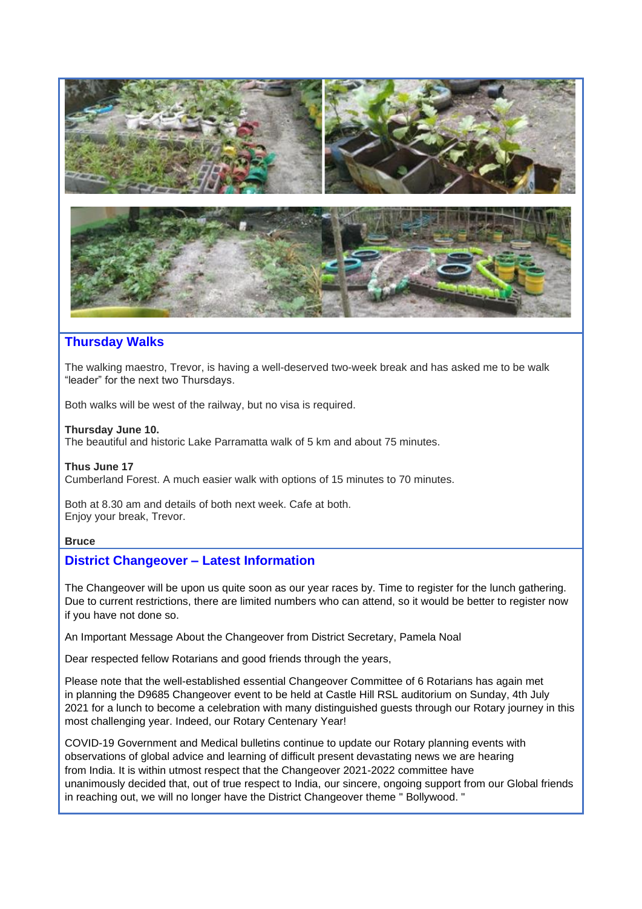## Thursday Walks

The walking maestro, Trevor, is having a well-deserved two-week break and has asked me to be walk "leader" for the next two Thursdays.

Both walks will be west of the railway, but no visa is required.

**Thursday June 10.**
The beautiful and historic Lake Parramatta walk of 5 km and about 75 minutes.

**Thus June 17**
Cumberland Forest. A much easier walk with options of 15 minutes to 70 minutes.

Both at 8.30 am and details of both next week. Cafe at both.
Enjoy your break, Trevor.

**Bruce**

## District Changeover – Latest Information

The Changeover will be upon us quite soon as our year races by. Time to register for the lunch gathering. Due to current restrictions, there are limited numbers who can attend, so it would be better to register now if you have not done so.

An Important Message About the Changeover from District Secretary, Pamela Noal

Dear respected fellow Rotarians and good friends through the years,

Please note that the well-established essential Changeover Committee of 6 Rotarians has again met in planning the D9685 Changeover event to be held at Castle Hill RSL auditorium on Sunday, 4th July 2021 for a lunch to become a celebration with many distinguished guests through our Rotary journey in this most challenging year. Indeed, our Rotary Centenary Year!

COVID-19 Government and Medical bulletins continue to update our Rotary planning events with observations of global advice and learning of difficult present devastating news we are hearing from India. It is within utmost respect that the Changeover 2021-2022 committee have unanimously decided that, out of true respect to India, our sincere, ongoing support from our Global friends in reaching out, we will no longer have the District Changeover theme " Bollywood. "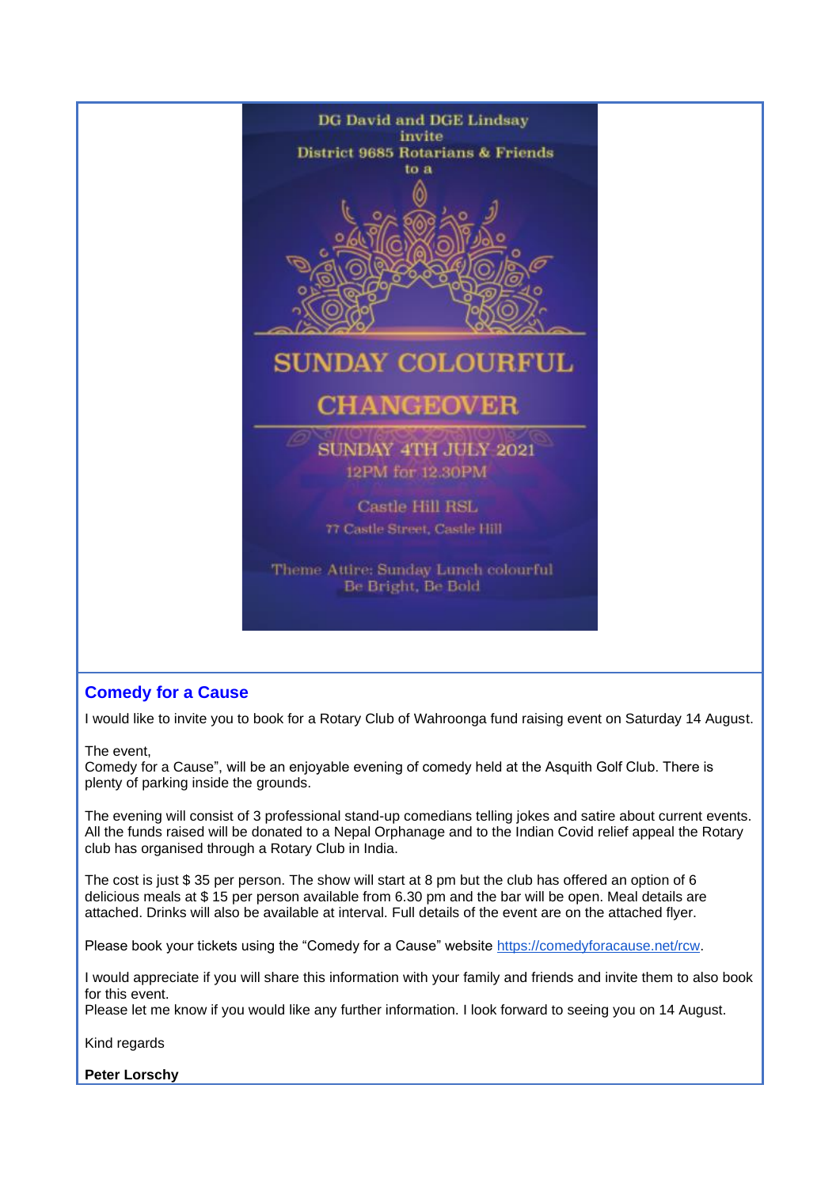DG David and DGE Lindsay
invite
District 9685 Rotarians & Friends
to a

SUNDAY COLOURFUL CHANGEOVER

SUNDAY 4TH JULY 2021
12PM for 12.30PM

Castle Hill RSL
77 Castle Street, Castle Hill

Theme Attire: Sunday Lunch colourful
Be Bright, Be Bold

## Comedy for a Cause

I would like to invite you to book for a Rotary Club of Wahroonga fund raising event on Saturday 14 August.

The event,
Comedy for a Cause", will be an enjoyable evening of comedy held at the Asquith Golf Club. There is plenty of parking inside the grounds.

The evening will consist of 3 professional stand-up comedians telling jokes and satire about current events. All the funds raised will be donated to a Nepal Orphanage and to the Indian Covid relief appeal the Rotary club has organised through a Rotary Club in India.

The cost is just $ 35 per person. The show will start at 8 pm but the club has offered an option of 6 delicious meals at $ 15 per person available from 6.30 pm and the bar will be open. Meal details are attached. Drinks will also be available at interval. Full details of the event are on the attached flyer.

Please book your tickets using the "Comedy for a Cause" website [https://comedyforacause.net/rcw](https://comedyforacause.net/rcw).

I would appreciate if you will share this information with your family and friends and invite them to also book for this event.
Please let me know if you would like any further information. I look forward to seeing you on 14 August.

Kind regards

**Peter Lorschy**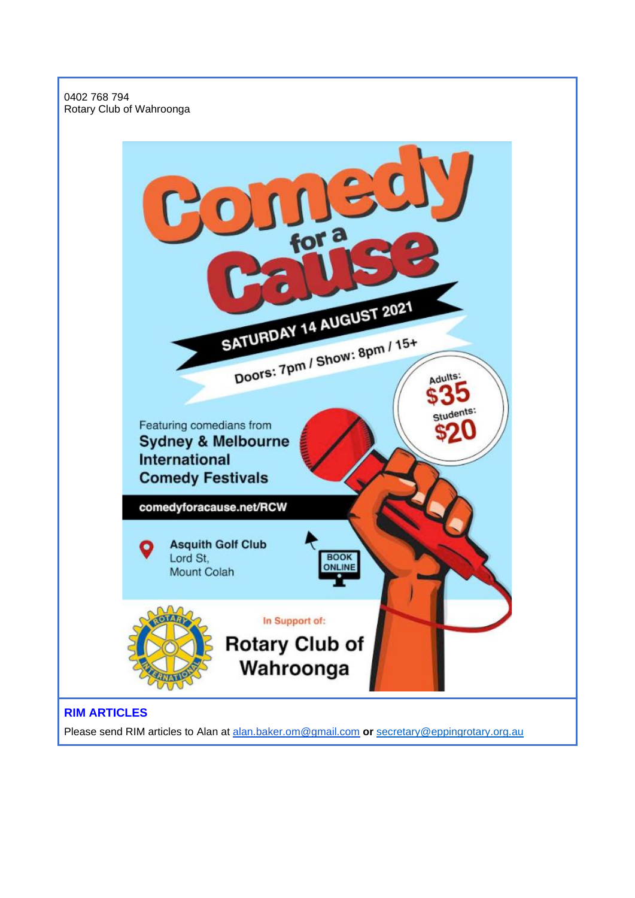0402 768 794
Rotary Club of Wahroonga

Comedy for a Cause

SATURDAY 14 AUGUST 2021

Doors: 7pm / Show: 8pm / 15+

Adults: $35
Students: $20

Featuring comedians from **Sydney & Melbourne International Comedy Festivals**

**comedyforacause.net/RCW**

**Asquith Golf Club**
Lord St,
Mount Colah

BOOK ONLINE

In Support of:
**Rotary Club of Wahroonga**

## RIM ARTICLES

Please send RIM articles to Alan at alan.baker.om@gmail.com **or** secretary@eppingrotary.org.au